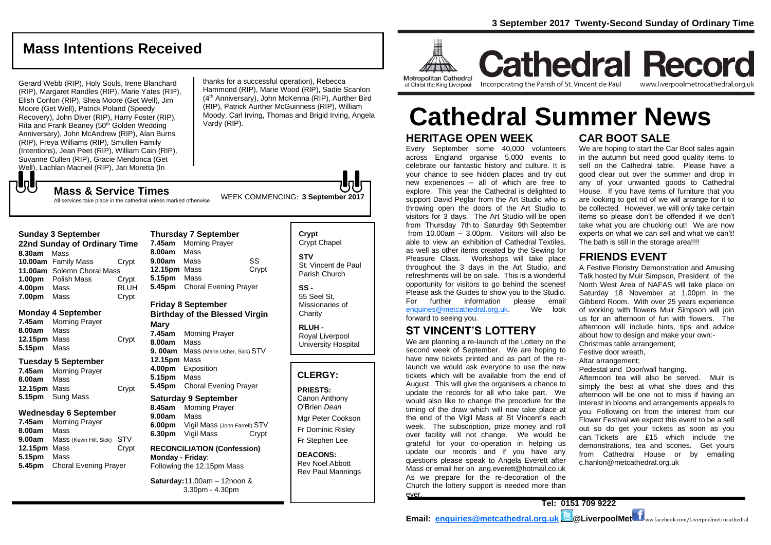**3 September 2017 Twenty-Second Sunday of Ordinary Time**

Metropolitan Cathedral of Christ the King Liverpool

# Cathedral Record

Incorporating the Parish of St. Vincent de Paul

www.liverpoolmetrocathedral.org.uk

# Cathedral Summer News

## Mass Intentions Received

Gerard Webb (RIP), Holy Souls, Irene Blanchard (RIP), Margaret Randles (RIP), Marie Yates (RIP), Elish Conlon (RIP), Shea Moore (Get Well), Jim Moore (Get Well), Patrick Poland (Speedy Recovery), John Diver (RIP), Harry Foster (RIP), Rita and Frank Beaney (50th Golden Wedding Anniversary), John McAndrew (RIP), Alan Burns (RIP), Freya Williams (RIP), Smullen Family (Intentions), Jean Peet (RIP), William Cain (RIP), Suvanne Cullen (RIP), Gracie Mendonca (Get Well), Lachlan Macneil (RIP), Jan Moretta (In thanks for a successful operation), Rebecca Hammond (RIP), Marie Wood (RIP), Sadie Scanlon (4th Anniversary), John McKenna (RIP), Aurther Bird (RIP), Patrick Aurther McGuinness (RIP), William Moody, Carl Irving, Thomas and Brigid Irving, Angela Vardy (RIP).

## Mass & Service Times

All services take place in the cathedral unless marked otherwise

WEEK COMMENCING: **3 September 2017**

### Sunday 3 September
**22nd Sunday of Ordinary Time**

| | | |
|---|---|---|
| **8.30am** | Mass | |
| **10.00am** | Family Mass | Crypt |
| **11.00am** | Solemn Choral Mass | |
| **1.00pm** | Polish Mass | Crypt |
| **4.00pm** | Mass | RLUH |
| **7.00pm** | Mass | Crypt |

### Monday 4 September

| | | |
|---|---|---|
| **7.45am** | Morning Prayer | |
| **8.00am** | Mass | |
| **12.15pm** | Mass | Crypt |
| **5.15pm** | Mass | |

### Tuesday 5 September

| | | |
|---|---|---|
| **7.45am** | Morning Prayer | |
| **8.00am** | Mass | |
| **12.15pm** | Mass | Crypt |
| **5.15pm** | Sung Mass | |

### Wednesday 6 September

| | | |
|---|---|---|
| **7.45am** | Morning Prayer | |
| **8.00am** | Mass | |
| **9.00am** | Mass (Kevin Hill, Sick) | STV |
| **12.15pm** | Mass | Crypt |
| **5.15pm** | Mass | |
| **5.45pm** | Choral Evening Prayer | |

### Thursday 7 September

| | | |
|---|---|---|
| **7.45am** | Morning Prayer | |
| **8.00am** | Mass | |
| **9.00am** | Mass | SS |
| **12.15pm** | Mass | Crypt |
| **5.15pm** | Mass | |
| **5.45pm** | Choral Evening Prayer | |

### Friday 8 September
**Birthday of the Blessed Virgin Mary**

| | | |
|---|---|---|
| **7.45am** | Morning Prayer | |
| **8.00am** | Mass | |
| **9. 00am** | Mass (Marie Usher, Sick) | STV |
| **12.15pm** | Mass | |
| **4.00pm** | Exposition | |
| **5.45pm** | Choral Evening Prayer | |

### Saturday 9 September

| | | |
|---|---|---|
| **8.45am** | Morning Prayer | |
| **9.00am** | Mass | |
| **6.00pm** | Vigil Mass (John Farrell) | STV |
| **6.30pm** | Vigil Mass | Crypt |

**RECONCILIATION (Confession)**
**Monday - Friday**: Following the 12.15pm Mass

**Saturday:** 11.00am – 12noon & 3.30pm - 4.30pm

**Crypt** Crypt Chapel

**STV** St. Vincent de Paul Parish Church

**SS -** 55 Seel St, Missionaries of Charity

**RLUH -** Royal Liverpool University Hospital

## CLERGY:

**PRIESTS:**
Canon Anthony O'Brien *Dean*
Mgr Peter Cookson
Fr Dominic Risley
Fr Stephen Lee

**DEACONS:**
Rev Noel Abbott
Rev Paul Mannings

## HERITAGE OPEN WEEK

Every September some 40,000 volunteers across England organise 5,000 events to celebrate our fantastic history and culture. It is your chance to see hidden places and try out new experiences – all of which are free to explore. This year the Cathedral is delighted to support David Peglar from the Art Studio who is throwing open the doors of the Art Studio to visitors for 3 days. The Art Studio will be open from Thursday 7th to Saturday 9th September from 10.00am – 3.00pm. Visitors will also be able to view an exhibition of Cathedral Textiles, as well as other items created by the Sewing for Pleasure Class. Workshops will take place throughout the 3 days in the Art Studio, and refreshments will be on sale. This is a wonderful opportunity for visitors to go behind the scenes! Please ask the Guides to show you to the Studio. For further information please email enquiries@metcathedral.org.uk. We look forward to seeing you.

## ST VINCENT'S LOTTERY

We are planning a re-launch of the Lottery on the second week of September. We are hoping to have new tickets printed and as part of the re-launch we would ask everyone to use the new tickets which will be available from the end of August. This will give the organisers a chance to update the records for all who take part. We would also like to change the procedure for the timing of the draw which will now take place at the end of the Vigil Mass at St Vincent's each week. The subscription, prize money and roll over facility will not change. We would be grateful for your co-operation in helping us update our records and if you have any questions please speak to Angela Everett after Mass or email her on ang.everett@hotmail.co.uk As we prepare for the re-decoration of the Church the lottery support is needed more than ever.

## CAR BOOT SALE

We are hoping to start the Car Boot sales again in the autumn but need good quality items to sell on the Cathedral table. Please have a good clear out over the summer and drop in any of your unwanted goods to Cathedral House. If you have items of furniture that you are looking to get rid of we will arrange for it to be collected. However, we will only take certain items so please don't be offended if we don't take what you are chucking out! We are now experts on what we can sell and what we can't! The bath is still in the storage area!!!!

## FRIENDS EVENT

A Festive Floristry Demonstration and Amusing Talk hosted by Muir Simpson, President of the North West Area of NAFAS will take place on Saturday 18 November at 1.00pm in the Gibberd Room. With over 25 years experience of working with flowers Muir Simpson will join us for an afternoon of fun with flowers. The afternoon will include hints, tips and advice about how to design and make your own:-

Christmas table arrangement;
Festive door wreath,
Altar arrangement;
Pedestal and Door/wall hanging.

Afternoon tea will also be served. Muir is simply the best at what she does and this afternoon will be one not to miss if having an interest in blooms and arrangements appeals to you. Following on from the interest from our Flower Festival we expect this event to be a sell out so do get your tickets as soon as you can. Tickets are £15 which include the demonstrations, tea and scones. Get yours from Cathedral House or by emailing c.hanlon@metcathedral.org.uk

**Tel: 0151 709 9222**

**Email: enquiries@metcathedral.org.uk @LiverpoolMet** www.facebook.com/Liverpoolmetrocathedral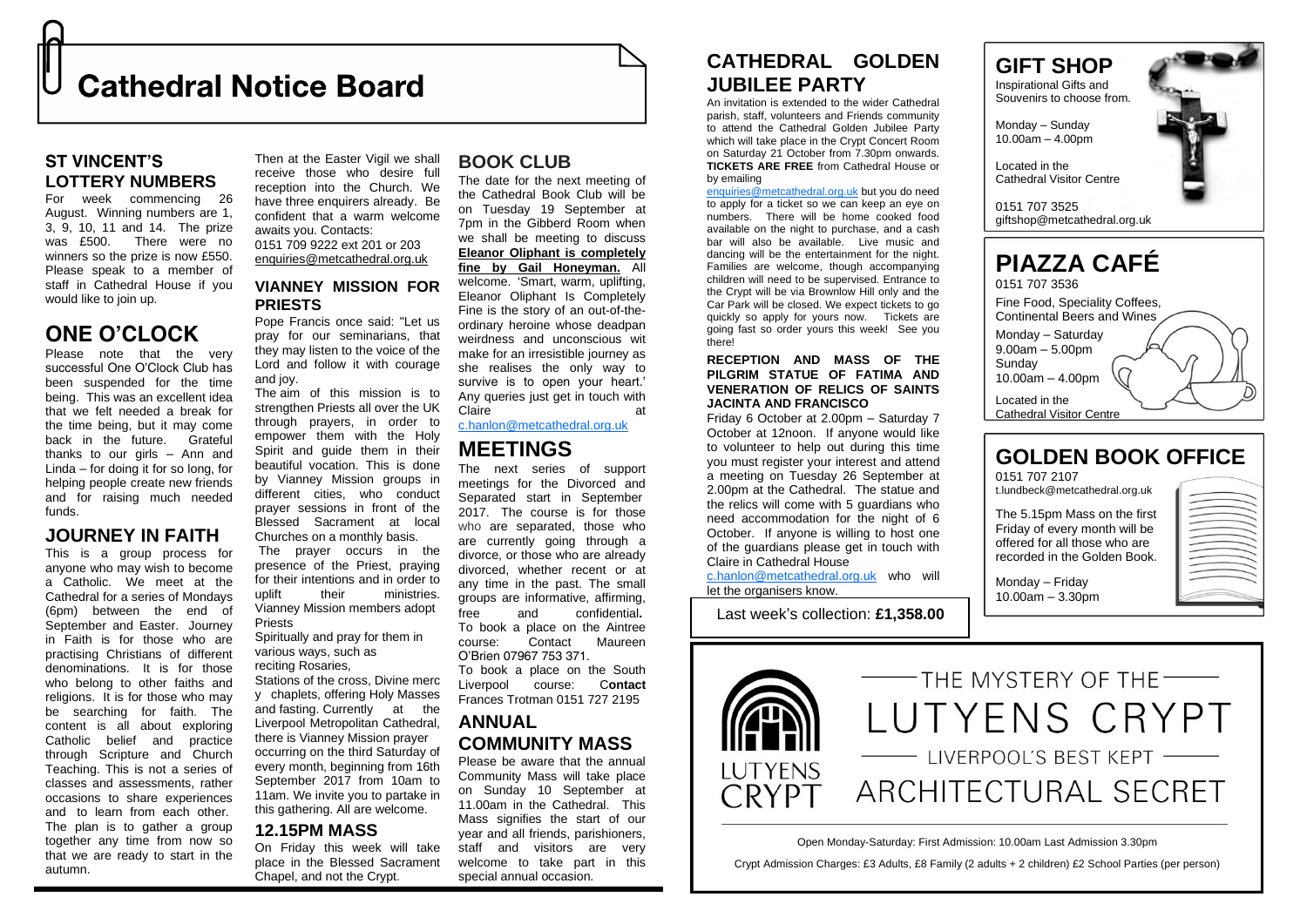# Cathedral Notice Board

## ST VINCENT'S LOTTERY NUMBERS

For week commencing 26 August. Winning numbers are 1, 3, 9, 10, 11 and 14. The prize was £500. There were no winners so the prize is now £550. Please speak to a member of staff in Cathedral House if you would like to join up.

## ONE O'CLOCK

Please note that the very successful One O'Clock Club has been suspended for the time being. This was an excellent idea that we felt needed a break for the time being, but it may come back in the future. Grateful thanks to our girls – Ann and Linda – for doing it for so long, for helping people create new friends and for raising much needed funds.

## JOURNEY IN FAITH

This is a group process for anyone who may wish to become a Catholic. We meet at the Cathedral for a series of Mondays (6pm) between the end of September and Easter. Journey in Faith is for those who are practising Christians of different denominations. It is for those who belong to other faiths and religions. It is for those who may be searching for faith. The content is all about exploring Catholic belief and practice through Scripture and Church Teaching. This is not a series of classes and assessments, rather occasions to share experiences and to learn from each other. The plan is to gather a group together any time from now so that we are ready to start in the autumn.

Then at the Easter Vigil we shall receive those who desire full reception into the Church. We have three enquirers already. Be confident that a warm welcome awaits you. Contacts:
0151 709 9222 ext 201 or 203
enquiries@metcathedral.org.uk

## VIANNEY MISSION FOR PRIESTS

Pope Francis once said: "Let us pray for our seminarians, that they may listen to the voice of the Lord and follow it with courage and joy.

The aim of this mission is to strengthen Priests all over the UK through prayers, in order to empower them with the Holy Spirit and guide them in their beautiful vocation. This is done by Vianney Mission groups in different cities, who conduct prayer sessions in front of the Blessed Sacrament at local Churches on a monthly basis.

The prayer occurs in the presence of the Priest, praying for their intentions and in order to uplift their ministries. Vianney Mission members adopt Priests

Spiritually and pray for them in various ways, such as reciting Rosaries,

Stations of the cross, Divine mercy chaplets, offering Holy Masses and fasting. Currently at the Liverpool Metropolitan Cathedral, there is Vianney Mission prayer occurring on the third Saturday of every month, beginning from 16th September 2017 from 10am to 11am. We invite you to partake in this gathering. All are welcome.

## 12.15PM MASS

On Friday this week will take place in the Blessed Sacrament Chapel, and not the Crypt.

## BOOK CLUB

The date for the next meeting of the Cathedral Book Club will be on Tuesday 19 September at 7pm in the Gibberd Room when we shall be meeting to discuss **Eleanor Oliphant is completely fine by Gail Honeyman.** All welcome. 'Smart, warm, uplifting, Eleanor Oliphant Is Completely Fine is the story of an out-of-the-ordinary heroine whose deadpan weirdness and unconscious wit make for an irresistible journey as she realises the only way to survive is to open your heart.' Any queries just get in touch with Claire at c.hanlon@metcathedral.org.uk

## MEETINGS

The next series of support meetings for the Divorced and Separated start in September 2017. The course is for those who are separated, those who are currently going through a divorce, or those who are already divorced, whether recent or at any time in the past. The small groups are informative, affirming, free and confidential**.**
To book a place on the Aintree course: Contact Maureen O'Brien 07967 753 371.
To book a place on the South Liverpool course: C**ontact** Frances Trotman 0151 727 2195

## ANNUAL COMMUNITY MASS

Please be aware that the annual Community Mass will take place on Sunday 10 September at 11.00am in the Cathedral. This Mass signifies the start of our year and all friends, parishioners, staff and visitors are very welcome to take part in this special annual occasion.

## CATHEDRAL GOLDEN JUBILEE PARTY

An invitation is extended to the wider Cathedral parish, staff, volunteers and Friends community to attend the Cathedral Golden Jubilee Party which will take place in the Crypt Concert Room on Saturday 21 October from 7.30pm onwards. **TICKETS ARE FREE** from Cathedral House or by emailing enquiries@metcathedral.org.uk but you do need to apply for a ticket so we can keep an eye on numbers. There will be home cooked food available on the night to purchase, and a cash bar will also be available. Live music and dancing will be the entertainment for the night. Families are welcome, though accompanying children will need to be supervised. Entrance to the Crypt will be via Brownlow Hill only and the Car Park will be closed. We expect tickets to go quickly so apply for yours now. Tickets are going fast so order yours this week! See you there!

**RECEPTION AND MASS OF THE PILGRIM STATUE OF FATIMA AND VENERATION OF RELICS OF SAINTS JACINTA AND FRANCISCO**

Friday 6 October at 2.00pm – Saturday 7 October at 12noon. If anyone would like to volunteer to help out during this time you must register your interest and attend a meeting on Tuesday 26 September at 2.00pm at the Cathedral. The statue and the relics will come with 5 guardians who need accommodation for the night of 6 October. If anyone is willing to host one of the guardians please get in touch with Claire in Cathedral House c.hanlon@metcathedral.org.uk who will let the organisers know.

Last week's collection: **£1,358.00**

## GIFT SHOP

Inspirational Gifts and Souvenirs to choose from.

Monday – Sunday
10.00am – 4.00pm

Located in the Cathedral Visitor Centre

0151 707 3525
giftshop@metcathedral.org.uk

## PIAZZA CAFÉ

0151 707 3536

Fine Food, Speciality Coffees, Continental Beers and Wines

Monday – Saturday
9.00am – 5.00pm
Sunday
10.00am – 4.00pm

Located in the Cathedral Visitor Centre

## GOLDEN BOOK OFFICE

0151 707 2107
t.lundbeck@metcathedral.org.uk

The 5.15pm Mass on the first Friday of every month will be offered for all those who are recorded in the Golden Book.

Monday – Friday
10.00am – 3.30pm

LUTYENS CRYPT

THE MYSTERY OF THE LUTYENS CRYPT — LIVERPOOL'S BEST KEPT ARCHITECTURAL SECRET

Open Monday-Saturday: First Admission: 10.00am Last Admission 3.30pm

Crypt Admission Charges: £3 Adults, £8 Family (2 adults + 2 children) £2 School Parties (per person)